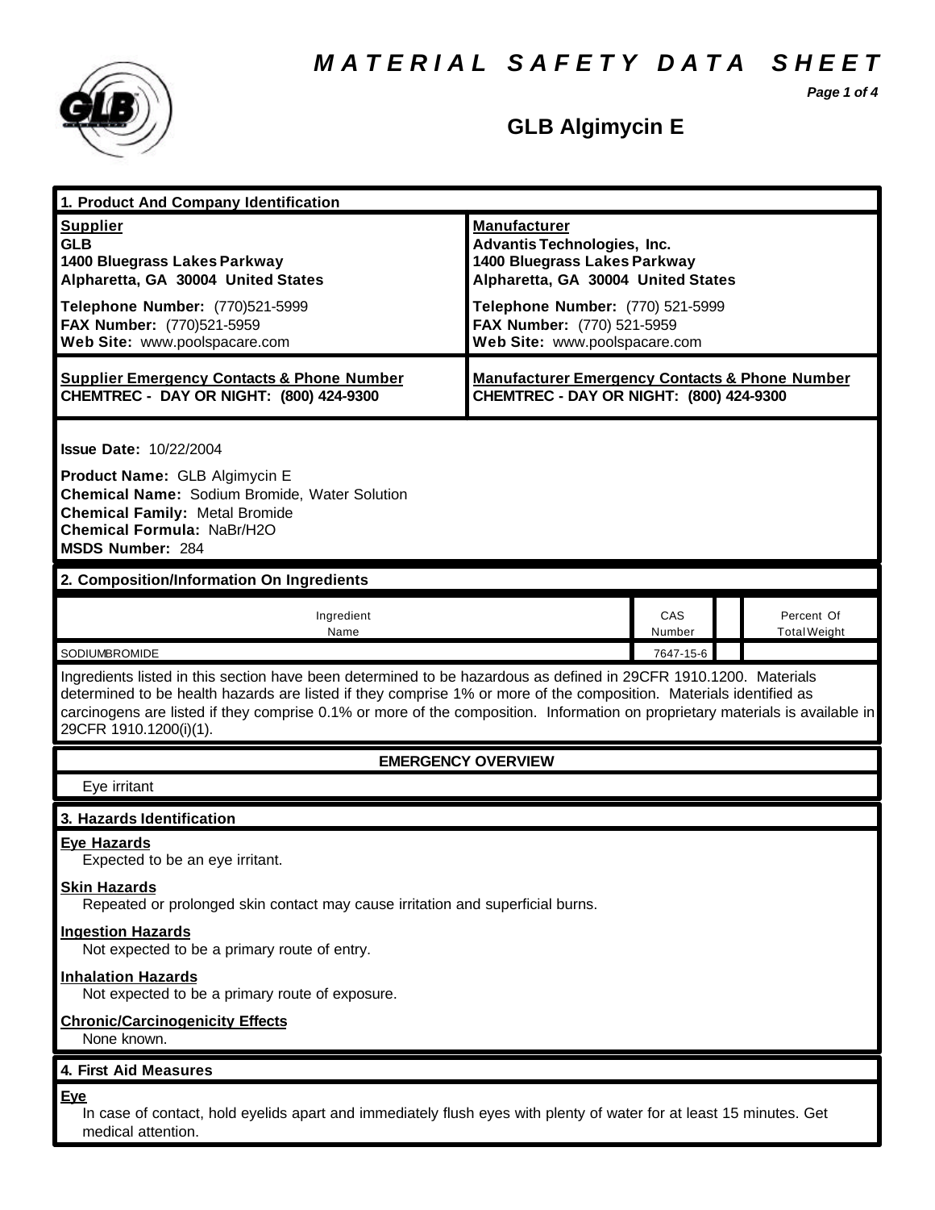# MATERIAL SAFETY DATA SHEET

## GLB Algimycin E

### 1. Product And Company Identification

| **Supplier** | **Manufacturer** |
|---|---|
| **GLB**<br>**1400 Bluegrass Lakes Parkway**<br>**Alpharetta, GA 30004 United States** | **Advantis Technologies, Inc.**<br>**1400 Bluegrass Lakes Parkway**<br>**Alpharetta, GA 30004 United States** |
| **Telephone Number:** (770)521-5999<br>**FAX Number:** (770)521-5959<br>**Web Site:** www.poolspacare.com | **Telephone Number:** (770) 521-5999<br>**FAX Number:** (770) 521-5959<br>**Web Site:** www.poolspacare.com |
| **Supplier Emergency Contacts & Phone Number**<br>**CHEMTREC - DAY OR NIGHT: (800) 424-9300** | **Manufacturer Emergency Contacts & Phone Number**<br>**CHEMTREC - DAY OR NIGHT: (800) 424-9300** |

**Issue Date:** 10/22/2004

**Product Name:** GLB Algimycin E
**Chemical Name:** Sodium Bromide, Water Solution
**Chemical Family:** Metal Bromide
**Chemical Formula:** NaBr/$H_2O$
**MSDS Number:** 284

### 2. Composition/Information On Ingredients

| Ingredient Name | CAS Number | | Percent Of Total Weight |
|---|---|---|---|
| SODIUMBROMIDE | 7647-15-6 | | |

Ingredients listed in this section have been determined to be hazardous as defined in 29CFR 1910.1200. Materials determined to be health hazards are listed if they comprise 1% or more of the composition. Materials identified as carcinogens are listed if they comprise 0.1% or more of the composition. Information on proprietary materials is available in 29CFR 1910.1200(i)(1).

**EMERGENCY OVERVIEW**

Eye irritant

### 3. Hazards Identification

**Eye Hazards**
Expected to be an eye irritant.

**Skin Hazards**
Repeated or prolonged skin contact may cause irritation and superficial burns.

**Ingestion Hazards**
Not expected to be a primary route of entry.

**Inhalation Hazards**
Not expected to be a primary route of exposure.

**Chronic/Carcinogenicity Effects**
None known.

### 4. First Aid Measures

**Eye**
In case of contact, hold eyelids apart and immediately flush eyes with plenty of water for at least 15 minutes. Get medical attention.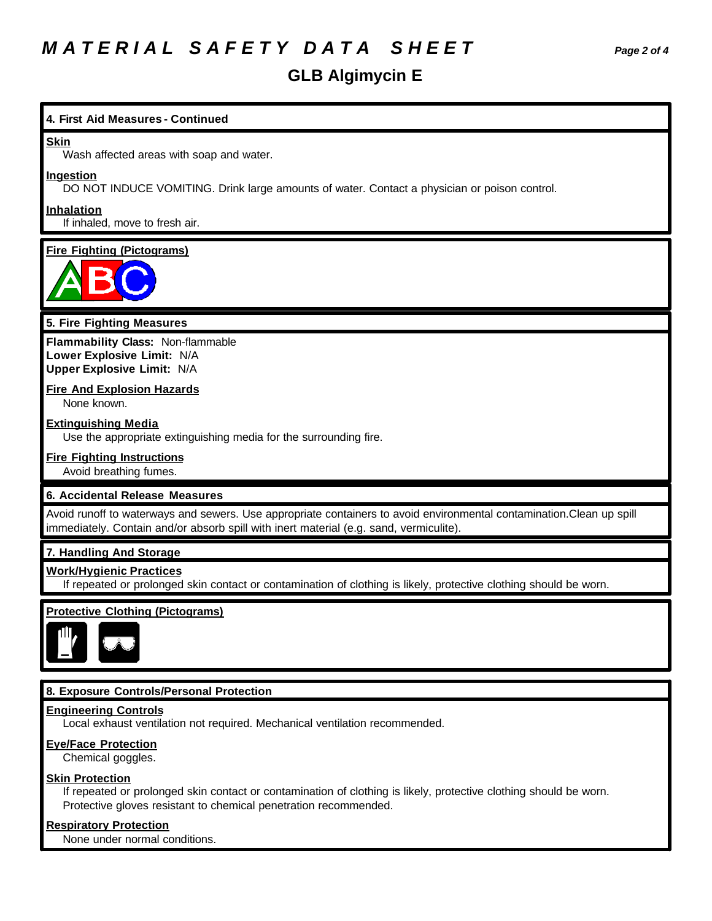# MATERIAL SAFETY DATA SHEET

## GLB Algimycin E

### 4. First Aid Measures - Continued

**Skin**

Wash affected areas with soap and water.

**Ingestion**

DO NOT INDUCE VOMITING. Drink large amounts of water. Contact a physician or poison control.

**Inhalation**

If inhaled, move to fresh air.

**Fire Fighting (Pictograms)**

### 5. Fire Fighting Measures

**Flammability Class:** Non-flammable
**Lower Explosive Limit:** N/A
**Upper Explosive Limit:** N/A

**Fire And Explosion Hazards**

None known.

**Extinguishing Media**

Use the appropriate extinguishing media for the surrounding fire.

**Fire Fighting Instructions**

Avoid breathing fumes.

### 6. Accidental Release Measures

Avoid runoff to waterways and sewers. Use appropriate containers to avoid environmental contamination.Clean up spill immediately. Contain and/or absorb spill with inert material (e.g. sand, vermiculite).

### 7. Handling And Storage

**Work/Hygienic Practices**

If repeated or prolonged skin contact or contamination of clothing is likely, protective clothing should be worn.

**Protective Clothing (Pictograms)**

### 8. Exposure Controls/Personal Protection

**Engineering Controls**

Local exhaust ventilation not required. Mechanical ventilation recommended.

**Eye/Face Protection**

Chemical goggles.

**Skin Protection**

If repeated or prolonged skin contact or contamination of clothing is likely, protective clothing should be worn. Protective gloves resistant to chemical penetration recommended.

**Respiratory Protection**

None under normal conditions.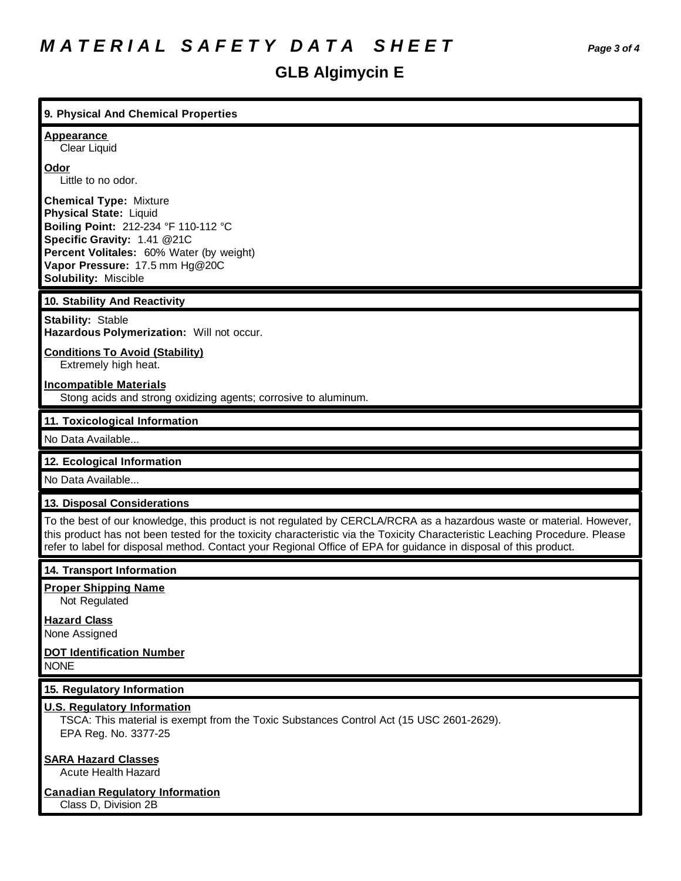# MATERIAL SAFETY DATA SHEET

## GLB Algimycin E

### 9. Physical And Chemical Properties

**Appearance**
Clear Liquid

**Odor**
Little to no odor.

**Chemical Type:** Mixture
**Physical State:** Liquid
**Boiling Point:** 212-234 °F 110-112 °C
**Specific Gravity:** 1.41 @21C
**Percent Volitales:** 60% Water (by weight)
**Vapor Pressure:** 17.5 mm Hg@20C
**Solubility:** Miscible

### 10. Stability And Reactivity

**Stability:** Stable
**Hazardous Polymerization:** Will not occur.

**Conditions To Avoid (Stability)**
Extremely high heat.

**Incompatible Materials**
Stong acids and strong oxidizing agents; corrosive to aluminum.

### 11. Toxicological Information

No Data Available...

### 12. Ecological Information

No Data Available...

### 13. Disposal Considerations

To the best of our knowledge, this product is not regulated by CERCLA/RCRA as a hazardous waste or material. However, this product has not been tested for the toxicity characteristic via the Toxicity Characteristic Leaching Procedure. Please refer to label for disposal method. Contact your Regional Office of EPA for guidance in disposal of this product.

### 14. Transport Information

**Proper Shipping Name**
Not Regulated

**Hazard Class**
None Assigned

**DOT Identification Number**
NONE

### 15. Regulatory Information

**U.S. Regulatory Information**
TSCA: This material is exempt from the Toxic Substances Control Act (15 USC 2601-2629).
EPA Reg. No. 3377-25

**SARA Hazard Classes**
Acute Health Hazard

**Canadian Regulatory Information**
Class D, Division 2B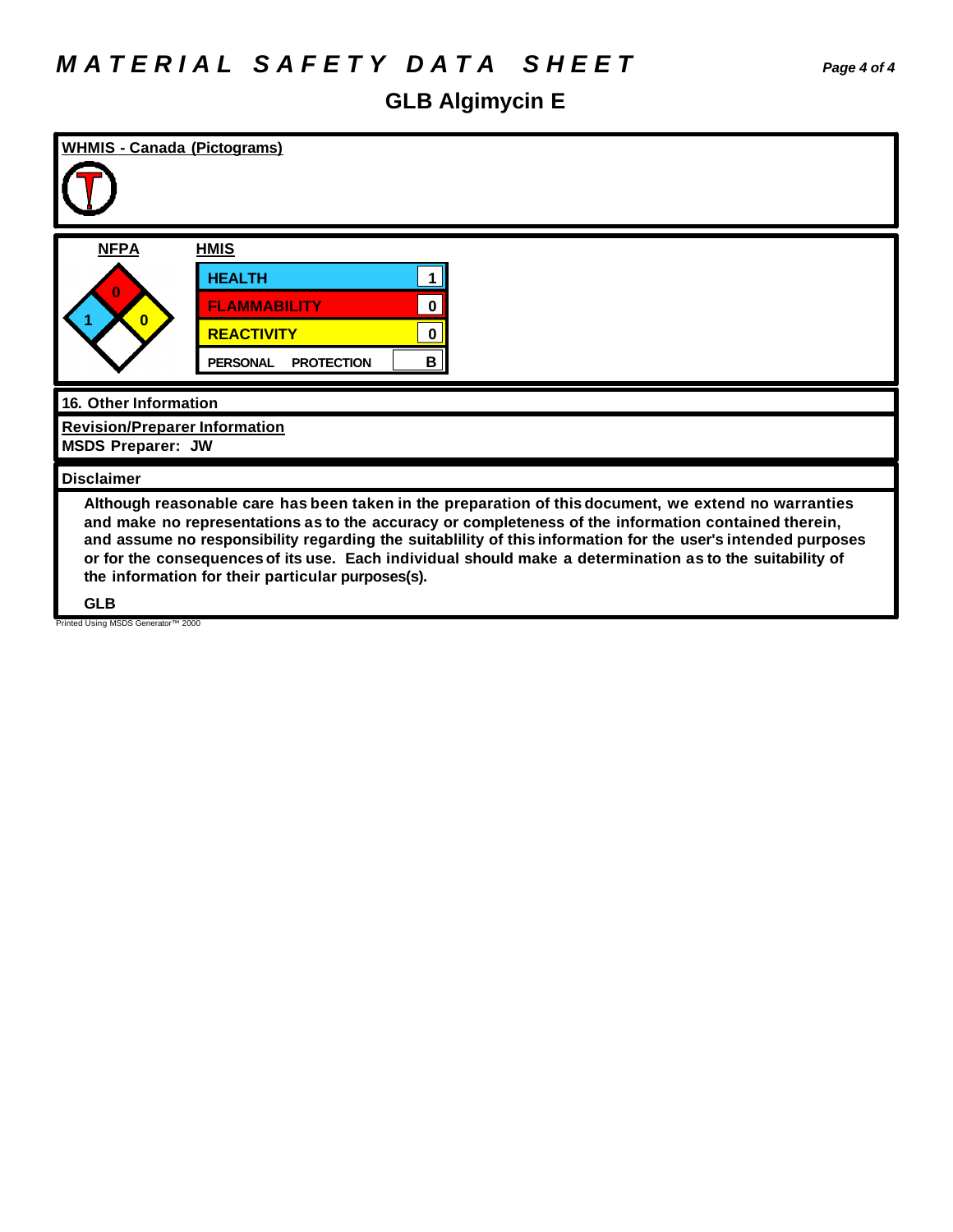# MATERIAL SAFETY DATA SHEET

## GLB Algimycin E

**WHMIS - Canada (Pictograms)**

**NFPA**

0
1 0

**HMIS**

| | |
|---|---|
| HEALTH | 1 |
| FLAMMABILITY | 0 |
| REACTIVITY | 0 |
| PERSONAL PROTECTION | B |

**16. Other Information**

**Revision/Preparer Information**

**MSDS Preparer: JW**

**Disclaimer**

**Although reasonable care has been taken in the preparation of this document, we extend no warranties and make no representations as to the accuracy or completeness of the information contained therein, and assume no responsibility regarding the suitablility of this information for the user's intended purposes or for the consequences of its use. Each individual should make a determination as to the suitability of the information for their particular purposes(s).**

**GLB**

Printed Using MSDS Generator™ 2000